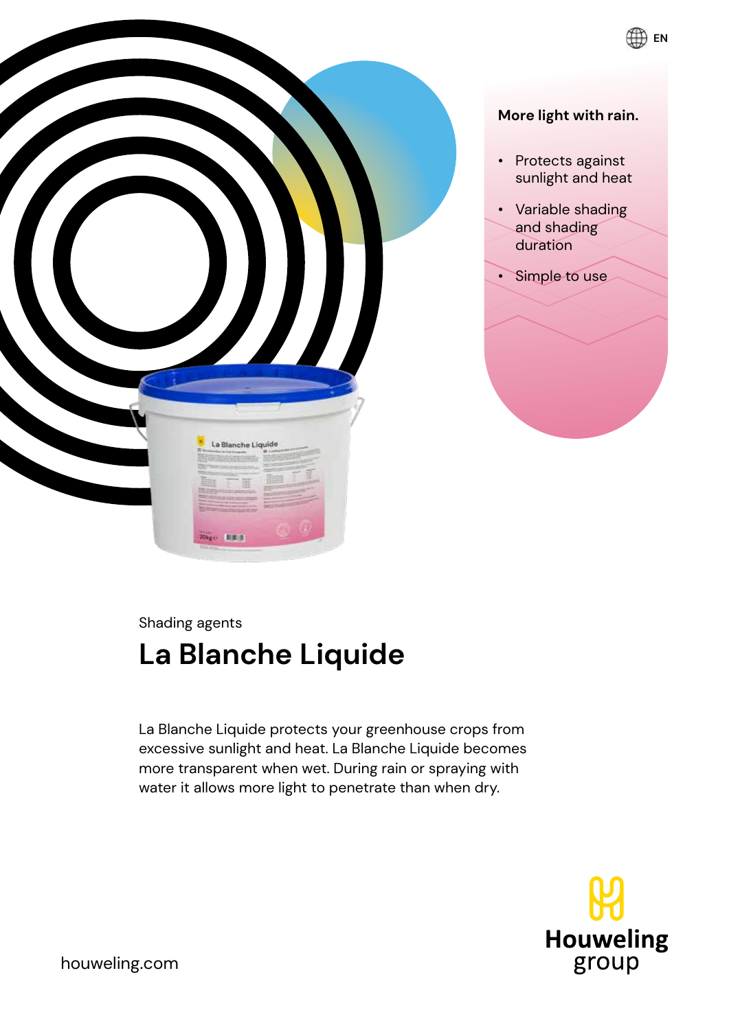EN

**More light with rain.**

- Protects against sunlight and heat
- Variable shading and shading duration
- Simple to use

Shading agents

# La Blanche Liquide

La Blanche Liquide protects your greenhouse crops from excessive sunlight and heat. La Blanche Liquide becomes more transparent when wet. During rain or spraying with water it allows more light to penetrate than when dry.

houweling.com

Houweling group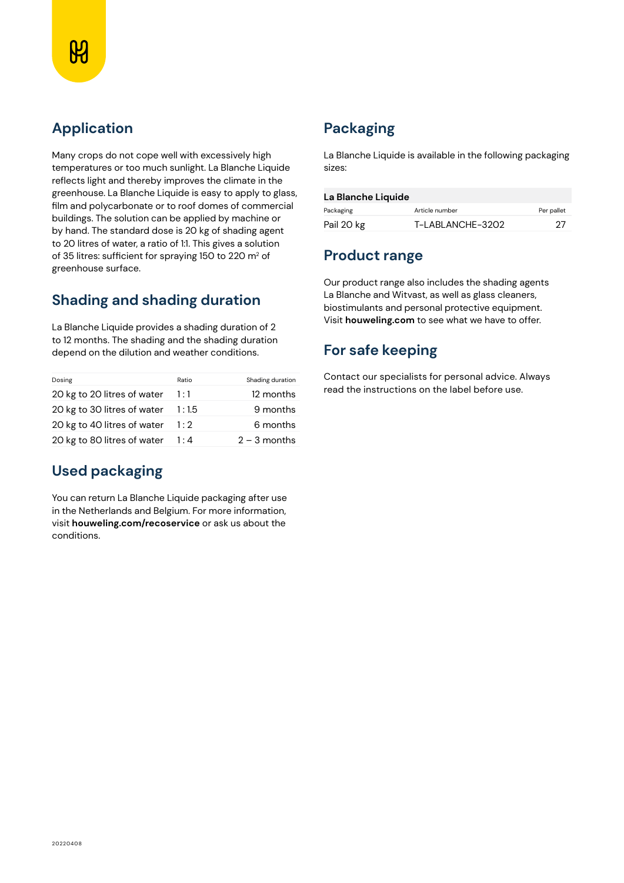## Application

Many crops do not cope well with excessively high temperatures or too much sunlight. La Blanche Liquide reflects light and thereby improves the climate in the greenhouse. La Blanche Liquide is easy to apply to glass, film and polycarbonate or to roof domes of commercial buildings. The solution can be applied by machine or by hand. The standard dose is 20 kg of shading agent to 20 litres of water, a ratio of 1:1. This gives a solution of 35 litres: sufficient for spraying 150 to 220 m² of greenhouse surface.

## Shading and shading duration

La Blanche Liquide provides a shading duration of 2 to 12 months. The shading and the shading duration depend on the dilution and weather conditions.

| Dosing | Ratio | Shading duration |
|---|---|---|
| 20 kg to 20 litres of water | 1 : 1 | 12 months |
| 20 kg to 30 litres of water | 1 : 1.5 | 9 months |
| 20 kg to 40 litres of water | 1 : 2 | 6 months |
| 20 kg to 80 litres of water | 1 : 4 | 2 – 3 months |

## Used packaging

You can return La Blanche Liquide packaging after use in the Netherlands and Belgium. For more information, visit **houweling.com/recoservice** or ask us about the conditions.

## Packaging

La Blanche Liquide is available in the following packaging sizes:

| La Blanche Liquide | | |
|---|---|---|
| Packaging | Article number | Per pallet |
| Pail 20 kg | T-LABLANCHE-3202 | 27 |

## Product range

Our product range also includes the shading agents La Blanche and Witvast, as well as glass cleaners, biostimulants and personal protective equipment. Visit **houweling.com** to see what we have to offer.

## For safe keeping

Contact our specialists for personal advice. Always read the instructions on the label before use.

20220408